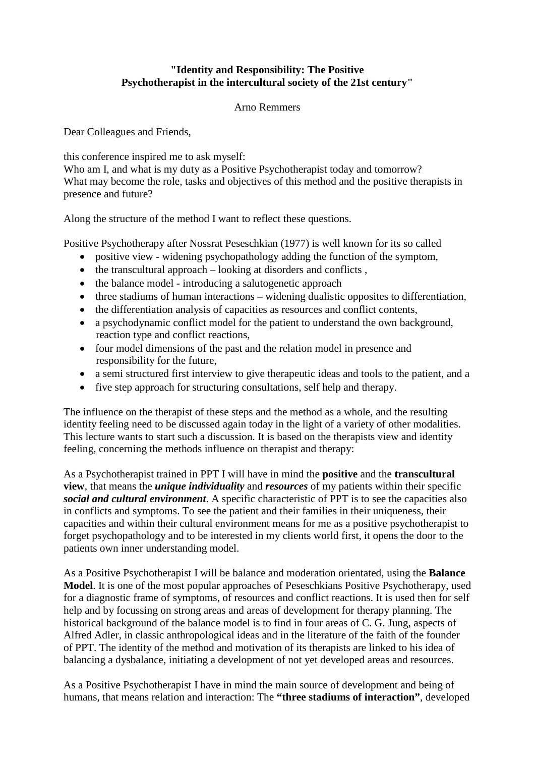**"Identity and Responsibility: The Positive Psychotherapist in the intercultural society of the 21st century"**

Arno Remmers

Dear Colleagues and Friends,

this conference inspired me to ask myself:
Who am I, and what is my duty as a Positive Psychotherapist today and tomorrow?
What may become the role, tasks and objectives of this method and the positive therapists in presence and future?

Along the structure of the method I want to reflect these questions.

Positive Psychotherapy after Nossrat Peseschkian (1977) is well known for its so called

- positive view - widening psychopathology adding the function of the symptom,
- the transcultural approach – looking at disorders and conflicts ,
- the balance model - introducing a salutogenetic approach
- three stadiums of human interactions – widening dualistic opposites to differentiation,
- the differentiation analysis of capacities as resources and conflict contents,
- a psychodynamic conflict model for the patient to understand the own background, reaction type and conflict reactions,
- four model dimensions of the past and the relation model in presence and responsibility for the future,
- a semi structured first interview to give therapeutic ideas and tools to the patient, and a
- five step approach for structuring consultations, self help and therapy.

The influence on the therapist of these steps and the method as a whole, and the resulting identity feeling need to be discussed again today in the light of a variety of other modalities. This lecture wants to start such a discussion. It is based on the therapists view and identity feeling, concerning the methods influence on therapist and therapy:

As a Psychotherapist trained in PPT I will have in mind the **positive** and the **transcultural view**, that means the ***unique individuality*** and ***resources*** of my patients within their specific ***social and cultural environment***. A specific characteristic of PPT is to see the capacities also in conflicts and symptoms. To see the patient and their families in their uniqueness, their capacities and within their cultural environment means for me as a positive psychotherapist to forget psychopathology and to be interested in my clients world first, it opens the door to the patients own inner understanding model.

As a Positive Psychotherapist I will be balance and moderation orientated, using the **Balance Model**. It is one of the most popular approaches of Peseschkians Positive Psychotherapy, used for a diagnostic frame of symptoms, of resources and conflict reactions. It is used then for self help and by focussing on strong areas and areas of development for therapy planning. The historical background of the balance model is to find in four areas of C. G. Jung, aspects of Alfred Adler, in classic anthropological ideas and in the literature of the faith of the founder of PPT. The identity of the method and motivation of its therapists are linked to his idea of balancing a dysbalance, initiating a development of not yet developed areas and resources.

As a Positive Psychotherapist I have in mind the main source of development and being of humans, that means relation and interaction: The **"three stadiums of interaction"**, developed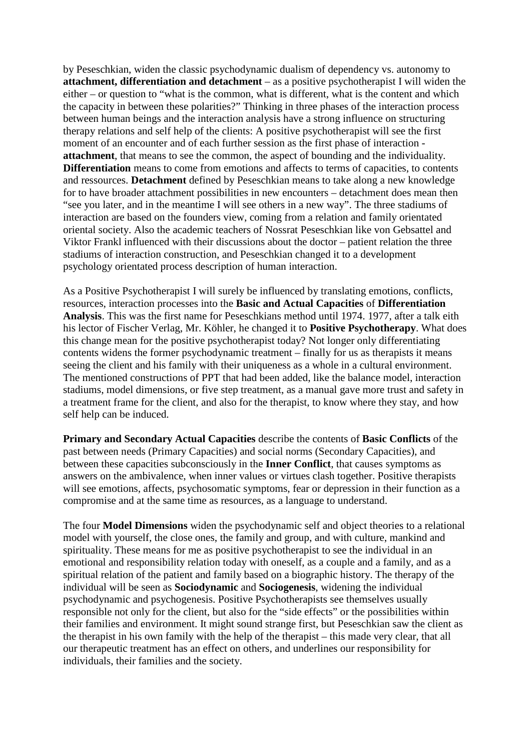by Peseschkian, widen the classic psychodynamic dualism of dependency vs. autonomy to **attachment, differentiation and detachment** – as a positive psychotherapist I will widen the either – or question to "what is the common, what is different, what is the content and which the capacity in between these polarities?" Thinking in three phases of the interaction process between human beings and the interaction analysis have a strong influence on structuring therapy relations and self help of the clients: A positive psychotherapist will see the first moment of an encounter and of each further session as the first phase of interaction - **attachment**, that means to see the common, the aspect of bounding and the individuality. **Differentiation** means to come from emotions and affects to terms of capacities, to contents and ressources. **Detachment** defined by Peseschkian means to take along a new knowledge for to have broader attachment possibilities in new encounters – detachment does mean then "see you later, and in the meantime I will see others in a new way". The three stadiums of interaction are based on the founders view, coming from a relation and family orientated oriental society. Also the academic teachers of Nossrat Peseschkian like von Gebsattel and Viktor Frankl influenced with their discussions about the doctor – patient relation the three stadiums of interaction construction, and Peseschkian changed it to a development psychology orientated process description of human interaction.

As a Positive Psychotherapist I will surely be influenced by translating emotions, conflicts, resources, interaction processes into the **Basic and Actual Capacities** of **Differentiation Analysis**. This was the first name for Peseschkians method until 1974. 1977, after a talk eith his lector of Fischer Verlag, Mr. Köhler, he changed it to **Positive Psychotherapy**. What does this change mean for the positive psychotherapist today? Not longer only differentiating contents widens the former psychodynamic treatment – finally for us as therapists it means seeing the client and his family with their uniqueness as a whole in a cultural environment. The mentioned constructions of PPT that had been added, like the balance model, interaction stadiums, model dimensions, or five step treatment, as a manual gave more trust and safety in a treatment frame for the client, and also for the therapist, to know where they stay, and how self help can be induced.

**Primary and Secondary Actual Capacities** describe the contents of **Basic Conflicts** of the past between needs (Primary Capacities) and social norms (Secondary Capacities), and between these capacities subconsciously in the **Inner Conflict**, that causes symptoms as answers on the ambivalence, when inner values or virtues clash together. Positive therapists will see emotions, affects, psychosomatic symptoms, fear or depression in their function as a compromise and at the same time as resources, as a language to understand.

The four **Model Dimensions** widen the psychodynamic self and object theories to a relational model with yourself, the close ones, the family and group, and with culture, mankind and spirituality. These means for me as positive psychotherapist to see the individual in an emotional and responsibility relation today with oneself, as a couple and a family, and as a spiritual relation of the patient and family based on a biographic history. The therapy of the individual will be seen as **Sociodynamic** and **Sociogenesis**, widening the individual psychodynamic and psychogenesis. Positive Psychotherapists see themselves usually responsible not only for the client, but also for the "side effects" or the possibilities within their families and environment. It might sound strange first, but Peseschkian saw the client as the therapist in his own family with the help of the therapist – this made very clear, that all our therapeutic treatment has an effect on others, and underlines our responsibility for individuals, their families and the society.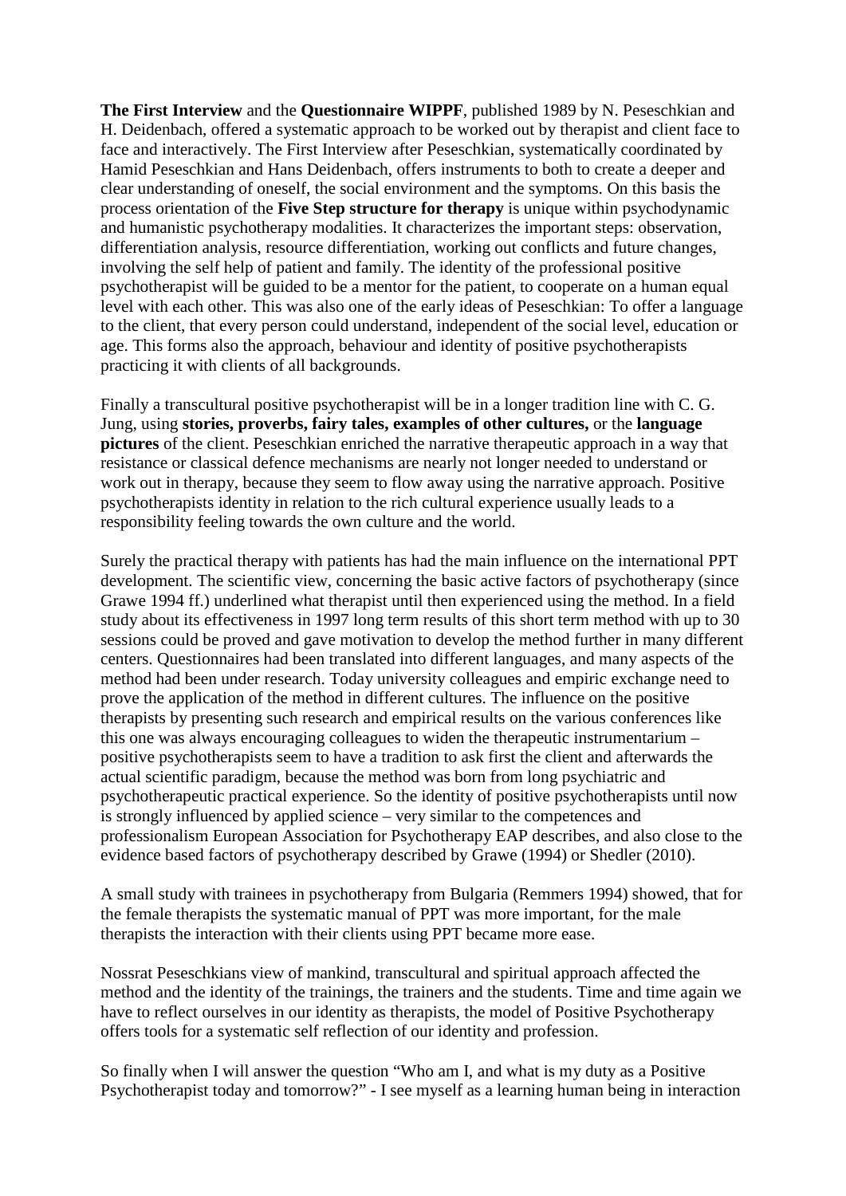**The First Interview** and the **Questionnaire WIPPF**, published 1989 by N. Peseschkian and H. Deidenbach, offered a systematic approach to be worked out by therapist and client face to face and interactively. The First Interview after Peseschkian, systematically coordinated by Hamid Peseschkian and Hans Deidenbach, offers instruments to both to create a deeper and clear understanding of oneself, the social environment and the symptoms. On this basis the process orientation of the **Five Step structure for therapy** is unique within psychodynamic and humanistic psychotherapy modalities. It characterizes the important steps: observation, differentiation analysis, resource differentiation, working out conflicts and future changes, involving the self help of patient and family. The identity of the professional positive psychotherapist will be guided to be a mentor for the patient, to cooperate on a human equal level with each other. This was also one of the early ideas of Peseschkian: To offer a language to the client, that every person could understand, independent of the social level, education or age. This forms also the approach, behaviour and identity of positive psychotherapists practicing it with clients of all backgrounds.

Finally a transcultural positive psychotherapist will be in a longer tradition line with C. G. Jung, using **stories, proverbs, fairy tales, examples of other cultures,** or the **language pictures** of the client. Peseschkian enriched the narrative therapeutic approach in a way that resistance or classical defence mechanisms are nearly not longer needed to understand or work out in therapy, because they seem to flow away using the narrative approach. Positive psychotherapists identity in relation to the rich cultural experience usually leads to a responsibility feeling towards the own culture and the world.

Surely the practical therapy with patients has had the main influence on the international PPT development. The scientific view, concerning the basic active factors of psychotherapy (since Grawe 1994 ff.) underlined what therapist until then experienced using the method. In a field study about its effectiveness in 1997 long term results of this short term method with up to 30 sessions could be proved and gave motivation to develop the method further in many different centers. Questionnaires had been translated into different languages, and many aspects of the method had been under research. Today university colleagues and empiric exchange need to prove the application of the method in different cultures. The influence on the positive therapists by presenting such research and empirical results on the various conferences like this one was always encouraging colleagues to widen the therapeutic instrumentarium – positive psychotherapists seem to have a tradition to ask first the client and afterwards the actual scientific paradigm, because the method was born from long psychiatric and psychotherapeutic practical experience. So the identity of positive psychotherapists until now is strongly influenced by applied science – very similar to the competences and professionalism European Association for Psychotherapy EAP describes, and also close to the evidence based factors of psychotherapy described by Grawe (1994) or Shedler (2010).

A small study with trainees in psychotherapy from Bulgaria (Remmers 1994) showed, that for the female therapists the systematic manual of PPT was more important, for the male therapists the interaction with their clients using PPT became more ease.

Nossrat Peseschkians view of mankind, transcultural and spiritual approach affected the method and the identity of the trainings, the trainers and the students. Time and time again we have to reflect ourselves in our identity as therapists, the model of Positive Psychotherapy offers tools for a systematic self reflection of our identity and profession.

So finally when I will answer the question "Who am I, and what is my duty as a Positive Psychotherapist today and tomorrow?" - I see myself as a learning human being in interaction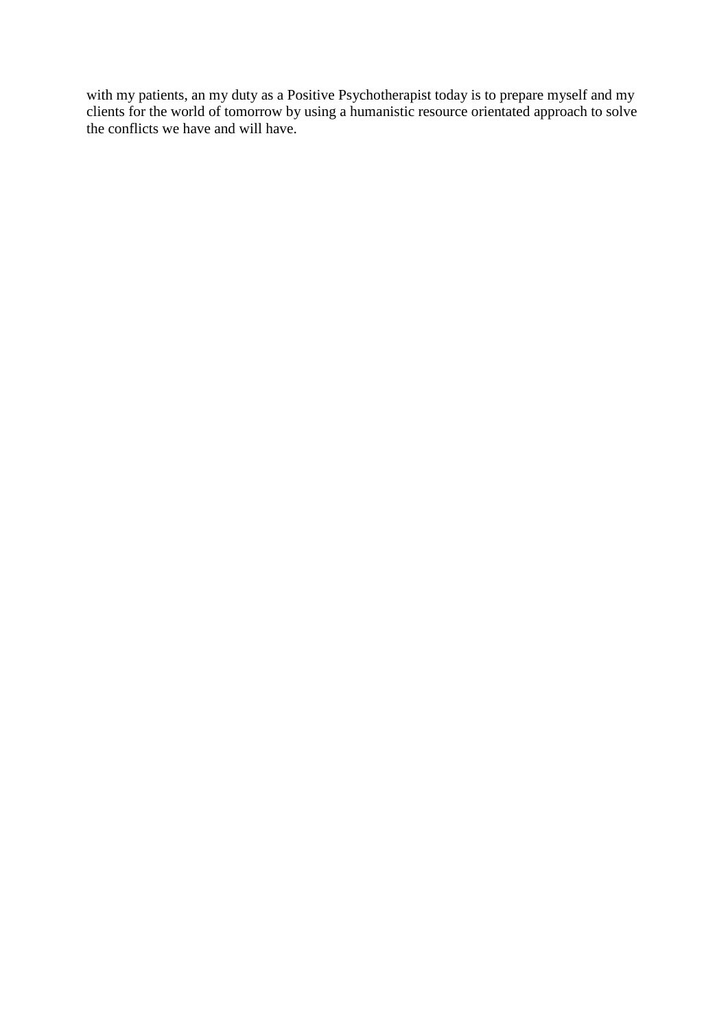with my patients, an my duty as a Positive Psychotherapist today is to prepare myself and my clients for the world of tomorrow by using a humanistic resource orientated approach to solve the conflicts we have and will have.